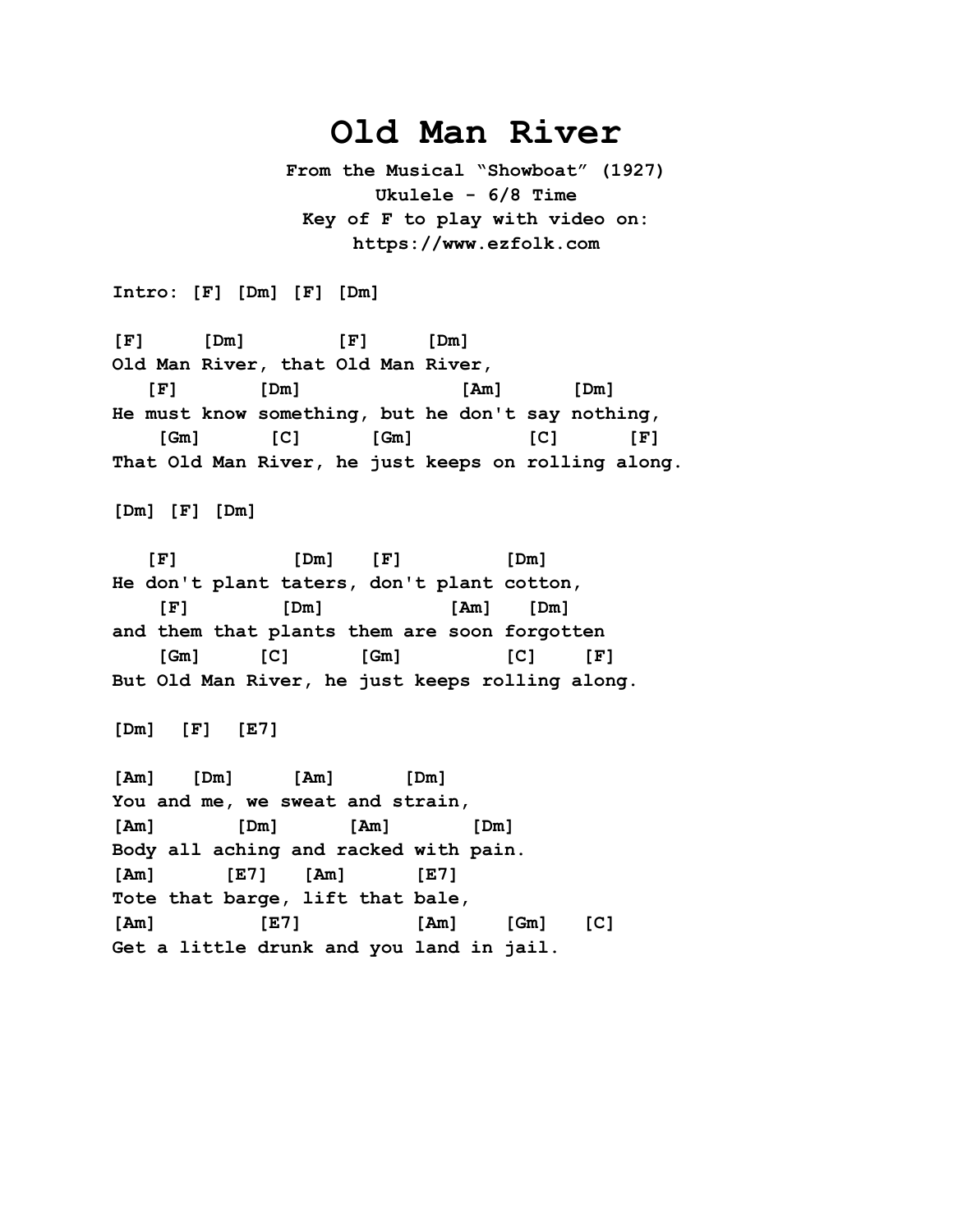# Old Man River

**From the Musical "Showboat" (1927)**
**Ukulele - 6/8 Time**
**Key of F to play with video on:**
**https://www.ezfolk.com**

```
Intro: [F] [Dm] [F] [Dm]

[F]     [Dm]        [F]     [Dm]
Old Man River, that Old Man River,
   [F]       [Dm]              [Am]      [Dm]
He must know something, but he don't say nothing,
    [Gm]      [C]      [Gm]          [C]      [F]
That Old Man River, he just keeps on rolling along.

[Dm] [F] [Dm]

   [F]          [Dm]    [F]          [Dm]
He don't plant taters, don't plant cotton,
    [F]        [Dm]             [Am]   [Dm]
and them that plants them are soon forgotten
    [Gm]      [C]      [Gm]         [C]    [F]
But Old Man River, he just keeps rolling along.

[Dm]  [F]  [E7]

[Am]   [Dm]     [Am]      [Dm]
You and me, we sweat and strain,
[Am]       [Dm]      [Am]       [Dm]
Body all aching and racked with pain.
[Am]      [E7]   [Am]      [E7]
Tote that barge, lift that bale,
[Am]         [E7]          [Am]    [Gm]   [C]
Get a little drunk and you land in jail.
```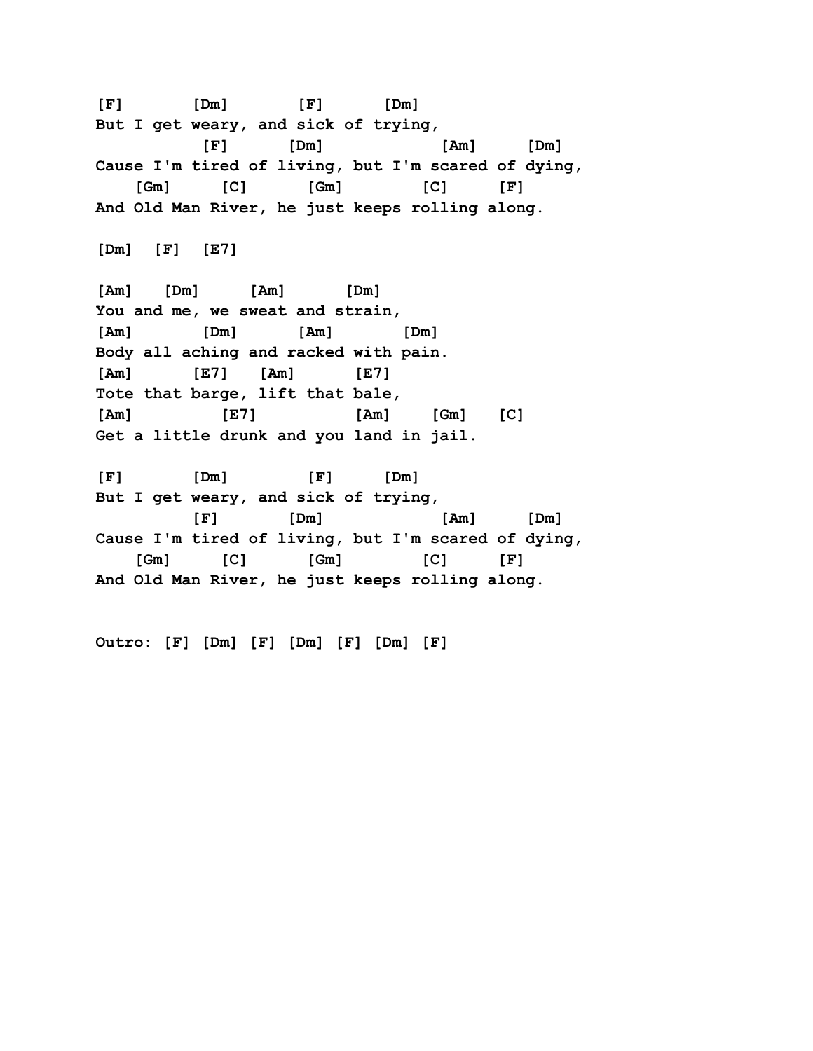```
[F]       [Dm]       [F]       [Dm]
But I get weary, and sick of trying,
           [F]       [Dm]            [Am]     [Dm]
Cause I'm tired of living, but I'm scared of dying,
    [Gm]      [C]       [Gm]        [C]      [F]
And Old Man River, he just keeps rolling along.

[Dm]  [F]  [E7]

[Am]   [Dm]     [Am]      [Dm]
You and me, we sweat and strain,
[Am]       [Dm]       [Am]       [Dm]
Body all aching and racked with pain.
[Am]      [E7]   [Am]      [E7]
Tote that barge, lift that bale,
[Am]         [E7]         [Am]    [Gm]   [C]
Get a little drunk and you land in jail.

[F]       [Dm]        [F]      [Dm]
But I get weary, and sick of trying,
          [F]        [Dm]           [Am]     [Dm]
Cause I'm tired of living, but I'm scared of dying,
    [Gm]      [C]       [Gm]        [C]      [F]
And Old Man River, he just keeps rolling along.


Outro: [F] [Dm] [F] [Dm] [F] [Dm] [F]
```